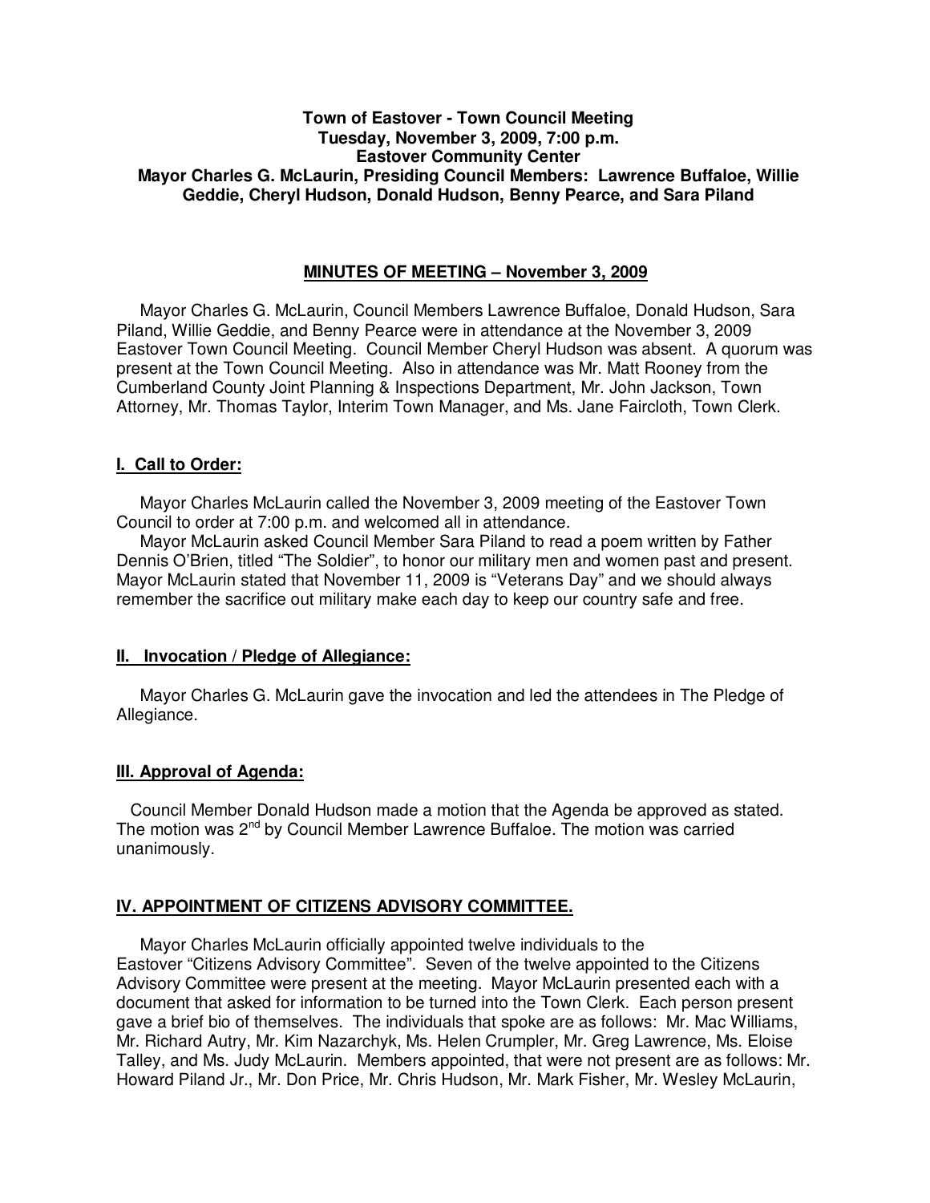**Town of Eastover - Town Council Meeting**
**Tuesday, November 3, 2009, 7:00 p.m.**
**Eastover Community Center**
**Mayor Charles G. McLaurin, Presiding Council Members: Lawrence Buffaloe, Willie Geddie, Cheryl Hudson, Donald Hudson, Benny Pearce, and Sara Piland**

## MINUTES OF MEETING – November 3, 2009

Mayor Charles G. McLaurin, Council Members Lawrence Buffaloe, Donald Hudson, Sara Piland, Willie Geddie, and Benny Pearce were in attendance at the November 3, 2009 Eastover Town Council Meeting. Council Member Cheryl Hudson was absent. A quorum was present at the Town Council Meeting. Also in attendance was Mr. Matt Rooney from the Cumberland County Joint Planning & Inspections Department, Mr. John Jackson, Town Attorney, Mr. Thomas Taylor, Interim Town Manager, and Ms. Jane Faircloth, Town Clerk.

### I. Call to Order:

Mayor Charles McLaurin called the November 3, 2009 meeting of the Eastover Town Council to order at 7:00 p.m. and welcomed all in attendance.

Mayor McLaurin asked Council Member Sara Piland to read a poem written by Father Dennis O'Brien, titled "The Soldier", to honor our military men and women past and present. Mayor McLaurin stated that November 11, 2009 is "Veterans Day" and we should always remember the sacrifice out military make each day to keep our country safe and free.

### II. Invocation / Pledge of Allegiance:

Mayor Charles G. McLaurin gave the invocation and led the attendees in The Pledge of Allegiance.

### III. Approval of Agenda:

Council Member Donald Hudson made a motion that the Agenda be approved as stated. The motion was 2nd by Council Member Lawrence Buffaloe. The motion was carried unanimously.

### IV. APPOINTMENT OF CITIZENS ADVISORY COMMITTEE.

Mayor Charles McLaurin officially appointed twelve individuals to the Eastover "Citizens Advisory Committee". Seven of the twelve appointed to the Citizens Advisory Committee were present at the meeting. Mayor McLaurin presented each with a document that asked for information to be turned into the Town Clerk. Each person present gave a brief bio of themselves. The individuals that spoke are as follows: Mr. Mac Williams, Mr. Richard Autry, Mr. Kim Nazarchyk, Ms. Helen Crumpler, Mr. Greg Lawrence, Ms. Eloise Talley, and Ms. Judy McLaurin. Members appointed, that were not present are as follows: Mr. Howard Piland Jr., Mr. Don Price, Mr. Chris Hudson, Mr. Mark Fisher, Mr. Wesley McLaurin,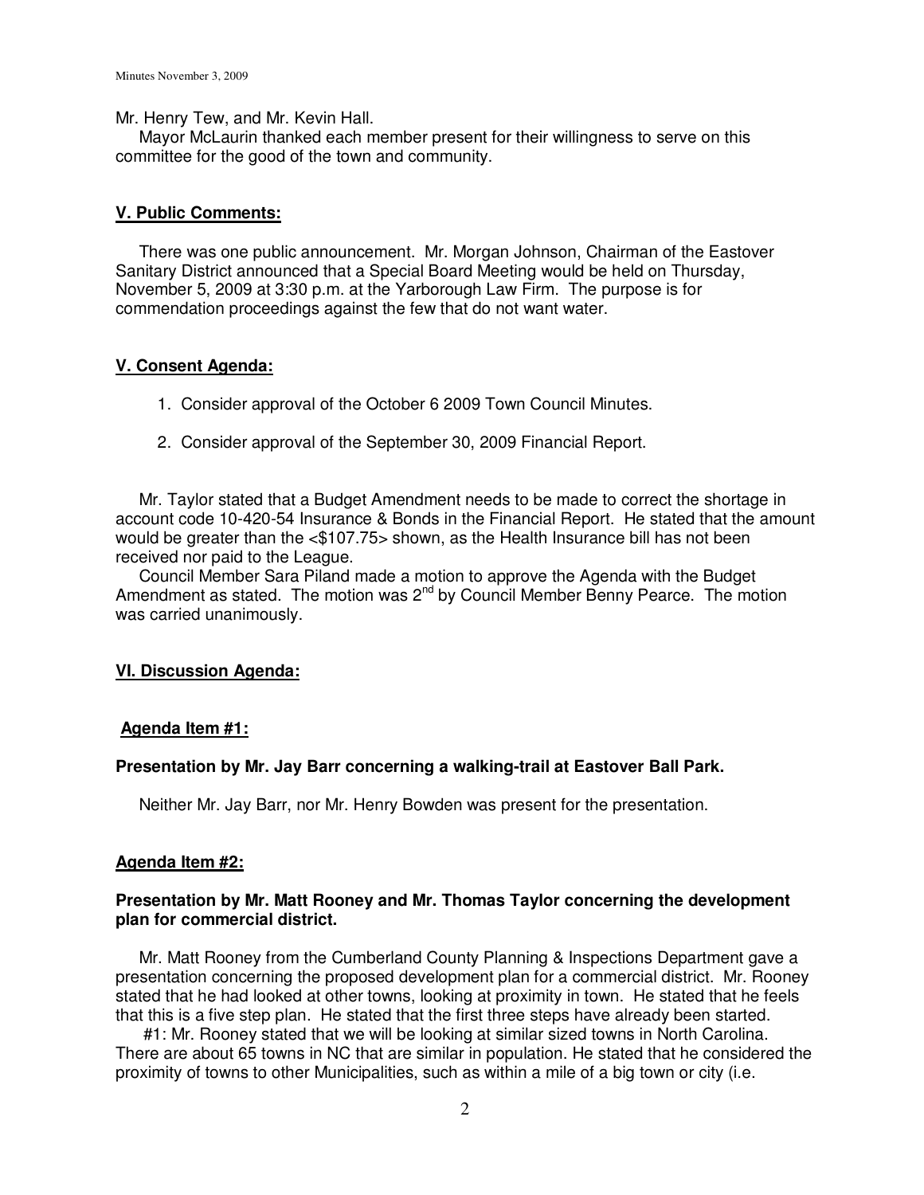Mr. Henry Tew, and Mr. Kevin Hall.

Mayor McLaurin thanked each member present for their willingness to serve on this committee for the good of the town and community.

## V. Public Comments:

There was one public announcement. Mr. Morgan Johnson, Chairman of the Eastover Sanitary District announced that a Special Board Meeting would be held on Thursday, November 5, 2009 at 3:30 p.m. at the Yarborough Law Firm. The purpose is for commendation proceedings against the few that do not want water.

## V. Consent Agenda:

1. Consider approval of the October 6 2009 Town Council Minutes.
2. Consider approval of the September 30, 2009 Financial Report.

Mr. Taylor stated that a Budget Amendment needs to be made to correct the shortage in account code 10-420-54 Insurance & Bonds in the Financial Report. He stated that the amount would be greater than the <$107.75> shown, as the Health Insurance bill has not been received nor paid to the League.

Council Member Sara Piland made a motion to approve the Agenda with the Budget Amendment as stated. The motion was 2nd by Council Member Benny Pearce. The motion was carried unanimously.

## VI. Discussion Agenda:

### Agenda Item #1:

**Presentation by Mr. Jay Barr concerning a walking-trail at Eastover Ball Park.**

Neither Mr. Jay Barr, nor Mr. Henry Bowden was present for the presentation.

### Agenda Item #2:

**Presentation by Mr. Matt Rooney and Mr. Thomas Taylor concerning the development plan for commercial district.**

Mr. Matt Rooney from the Cumberland County Planning & Inspections Department gave a presentation concerning the proposed development plan for a commercial district. Mr. Rooney stated that he had looked at other towns, looking at proximity in town. He stated that he feels that this is a five step plan. He stated that the first three steps have already been started.

#1: Mr. Rooney stated that we will be looking at similar sized towns in North Carolina. There are about 65 towns in NC that are similar in population. He stated that he considered the proximity of towns to other Municipalities, such as within a mile of a big town or city (i.e.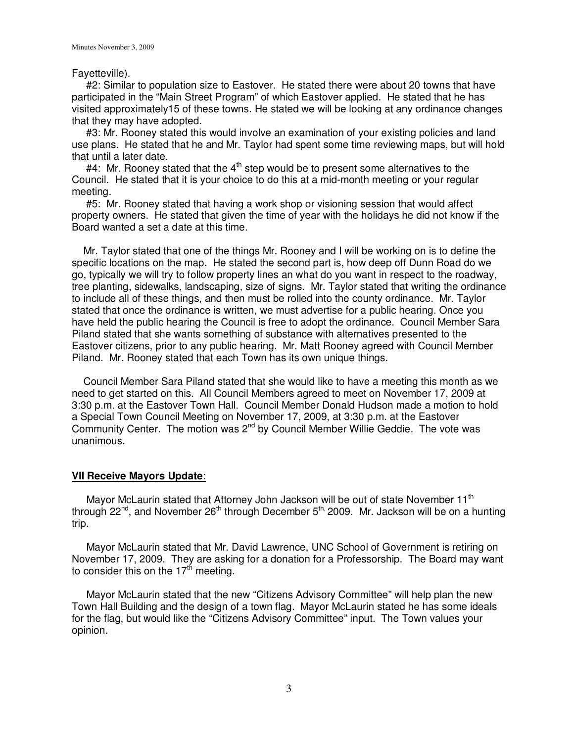Fayetteville).

#2: Similar to population size to Eastover. He stated there were about 20 towns that have participated in the "Main Street Program" of which Eastover applied. He stated that he has visited approximately15 of these towns. He stated we will be looking at any ordinance changes that they may have adopted.

#3: Mr. Rooney stated this would involve an examination of your existing policies and land use plans. He stated that he and Mr. Taylor had spent some time reviewing maps, but will hold that until a later date.

#4: Mr. Rooney stated that the 4th step would be to present some alternatives to the Council. He stated that it is your choice to do this at a mid-month meeting or your regular meeting.

#5: Mr. Rooney stated that having a work shop or visioning session that would affect property owners. He stated that given the time of year with the holidays he did not know if the Board wanted a set a date at this time.

Mr. Taylor stated that one of the things Mr. Rooney and I will be working on is to define the specific locations on the map. He stated the second part is, how deep off Dunn Road do we go, typically we will try to follow property lines an what do you want in respect to the roadway, tree planting, sidewalks, landscaping, size of signs. Mr. Taylor stated that writing the ordinance to include all of these things, and then must be rolled into the county ordinance. Mr. Taylor stated that once the ordinance is written, we must advertise for a public hearing. Once you have held the public hearing the Council is free to adopt the ordinance. Council Member Sara Piland stated that she wants something of substance with alternatives presented to the Eastover citizens, prior to any public hearing. Mr. Matt Rooney agreed with Council Member Piland. Mr. Rooney stated that each Town has its own unique things.

Council Member Sara Piland stated that she would like to have a meeting this month as we need to get started on this. All Council Members agreed to meet on November 17, 2009 at 3:30 p.m. at the Eastover Town Hall. Council Member Donald Hudson made a motion to hold a Special Town Council Meeting on November 17, 2009, at 3:30 p.m. at the Eastover Community Center. The motion was 2nd by Council Member Willie Geddie. The vote was unanimous.

## VII Receive Mayors Update:

Mayor McLaurin stated that Attorney John Jackson will be out of state November 11th through 22nd, and November 26th through December 5th, 2009. Mr. Jackson will be on a hunting trip.

Mayor McLaurin stated that Mr. David Lawrence, UNC School of Government is retiring on November 17, 2009. They are asking for a donation for a Professorship. The Board may want to consider this on the 17th meeting.

Mayor McLaurin stated that the new "Citizens Advisory Committee" will help plan the new Town Hall Building and the design of a town flag. Mayor McLaurin stated he has some ideals for the flag, but would like the "Citizens Advisory Committee" input. The Town values your opinion.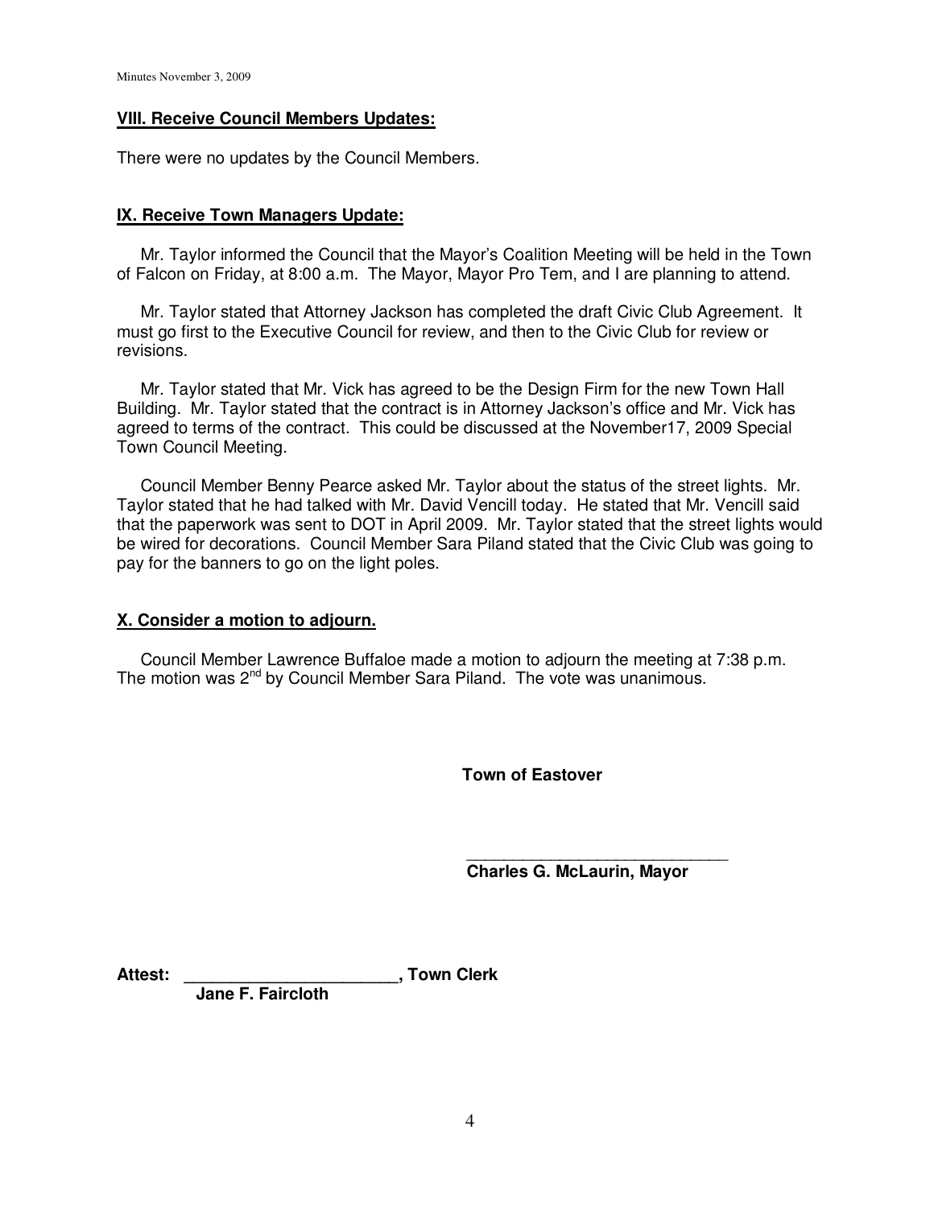### **VIII. Receive Council Members Updates:**

There were no updates by the Council Members.

### **IX. Receive Town Managers Update:**

Mr. Taylor informed the Council that the Mayor's Coalition Meeting will be held in the Town of Falcon on Friday, at 8:00 a.m. The Mayor, Mayor Pro Tem, and I are planning to attend.

Mr. Taylor stated that Attorney Jackson has completed the draft Civic Club Agreement. It must go first to the Executive Council for review, and then to the Civic Club for review or revisions.

Mr. Taylor stated that Mr. Vick has agreed to be the Design Firm for the new Town Hall Building. Mr. Taylor stated that the contract is in Attorney Jackson's office and Mr. Vick has agreed to terms of the contract. This could be discussed at the November17, 2009 Special Town Council Meeting.

Council Member Benny Pearce asked Mr. Taylor about the status of the street lights. Mr. Taylor stated that he had talked with Mr. David Vencill today. He stated that Mr. Vencill said that the paperwork was sent to DOT in April 2009. Mr. Taylor stated that the street lights would be wired for decorations. Council Member Sara Piland stated that the Civic Club was going to pay for the banners to go on the light poles.

### **X. Consider a motion to adjourn.**

Council Member Lawrence Buffaloe made a motion to adjourn the meeting at 7:38 p.m. The motion was 2nd by Council Member Sara Piland. The vote was unanimous.

**Town of Eastover**

______________________________
**Charles G. McLaurin, Mayor**

**Attest: _______________________, Town Clerk**
**Jane F. Faircloth**